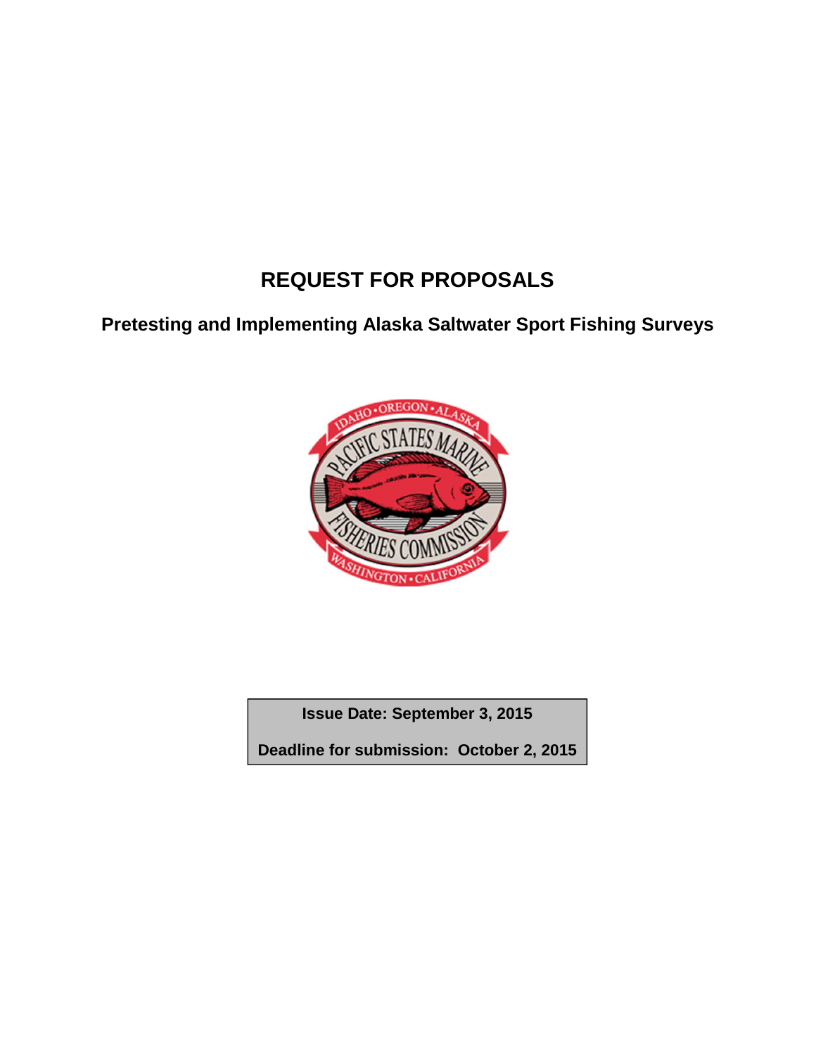# REQUEST FOR PROPOSALS

## Pretesting and Implementing Alaska Saltwater Sport Fishing Surveys

**Issue Date: September 3, 2015**

**Deadline for submission: October 2, 2015**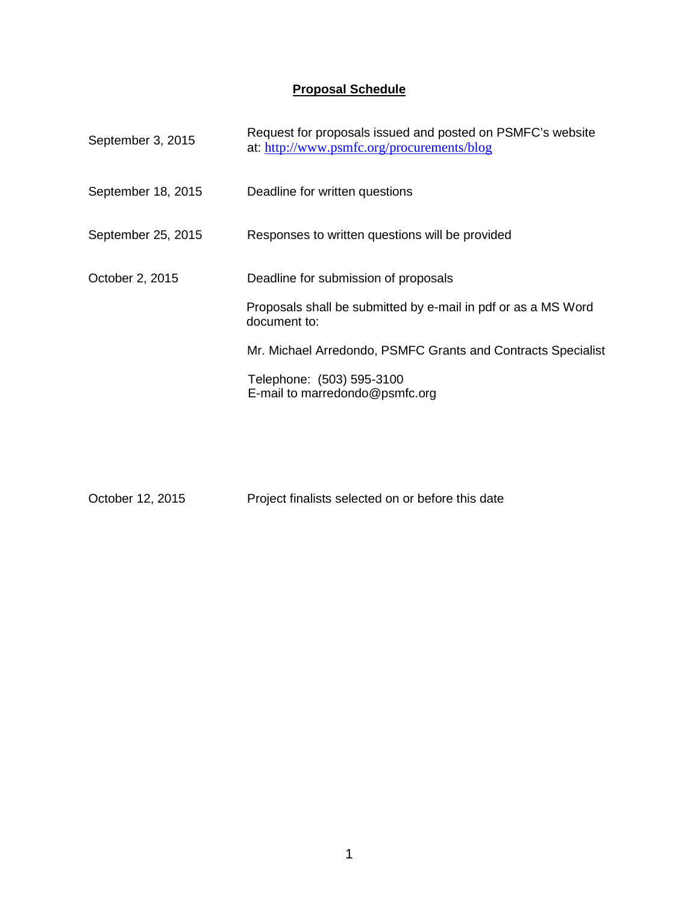## Proposal Schedule

| | |
|---|---|
| September 3, 2015 | Request for proposals issued and posted on PSMFC's website at: http://www.psmfc.org/procurements/blog |
| September 18, 2015 | Deadline for written questions |
| September 25, 2015 | Responses to written questions will be provided |
| October 2, 2015 | Deadline for submission of proposals<br><br>Proposals shall be submitted by e-mail in pdf or as a MS Word document to:<br><br>Mr. Michael Arredondo, PSMFC Grants and Contracts Specialist<br><br>Telephone: (503) 595-3100<br>E-mail to marredondo@psmfc.org |
| October 12, 2015 | Project finalists selected on or before this date |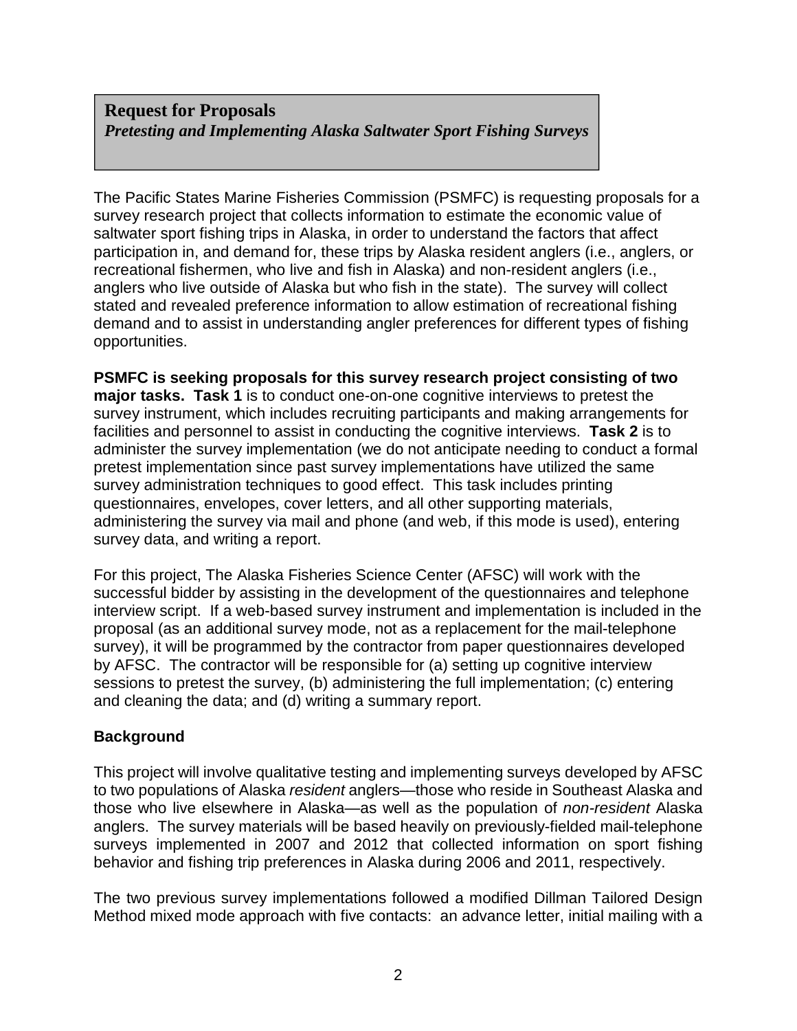**Request for Proposals**
***Pretesting and Implementing Alaska Saltwater Sport Fishing Surveys***

The Pacific States Marine Fisheries Commission (PSMFC) is requesting proposals for a survey research project that collects information to estimate the economic value of saltwater sport fishing trips in Alaska, in order to understand the factors that affect participation in, and demand for, these trips by Alaska resident anglers (i.e., anglers, or recreational fishermen, who live and fish in Alaska) and non-resident anglers (i.e., anglers who live outside of Alaska but who fish in the state). The survey will collect stated and revealed preference information to allow estimation of recreational fishing demand and to assist in understanding angler preferences for different types of fishing opportunities.

**PSMFC is seeking proposals for this survey research project consisting of two major tasks. Task 1** is to conduct one-on-one cognitive interviews to pretest the survey instrument, which includes recruiting participants and making arrangements for facilities and personnel to assist in conducting the cognitive interviews. **Task 2** is to administer the survey implementation (we do not anticipate needing to conduct a formal pretest implementation since past survey implementations have utilized the same survey administration techniques to good effect. This task includes printing questionnaires, envelopes, cover letters, and all other supporting materials, administering the survey via mail and phone (and web, if this mode is used), entering survey data, and writing a report.

For this project, The Alaska Fisheries Science Center (AFSC) will work with the successful bidder by assisting in the development of the questionnaires and telephone interview script. If a web-based survey instrument and implementation is included in the proposal (as an additional survey mode, not as a replacement for the mail-telephone survey), it will be programmed by the contractor from paper questionnaires developed by AFSC. The contractor will be responsible for (a) setting up cognitive interview sessions to pretest the survey, (b) administering the full implementation; (c) entering and cleaning the data; and (d) writing a summary report.

## Background

This project will involve qualitative testing and implementing surveys developed by AFSC to two populations of Alaska *resident* anglers—those who reside in Southeast Alaska and those who live elsewhere in Alaska—as well as the population of *non-resident* Alaska anglers. The survey materials will be based heavily on previously-fielded mail-telephone surveys implemented in 2007 and 2012 that collected information on sport fishing behavior and fishing trip preferences in Alaska during 2006 and 2011, respectively.

The two previous survey implementations followed a modified Dillman Tailored Design Method mixed mode approach with five contacts: an advance letter, initial mailing with a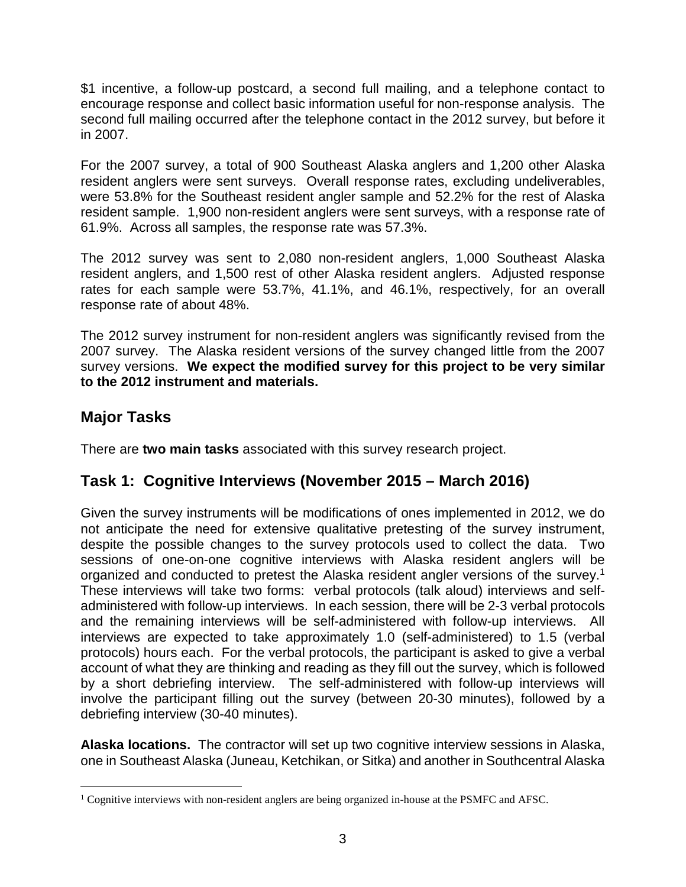$1 incentive, a follow-up postcard, a second full mailing, and a telephone contact to encourage response and collect basic information useful for non-response analysis. The second full mailing occurred after the telephone contact in the 2012 survey, but before it in 2007.

For the 2007 survey, a total of 900 Southeast Alaska anglers and 1,200 other Alaska resident anglers were sent surveys. Overall response rates, excluding undeliverables, were 53.8% for the Southeast resident angler sample and 52.2% for the rest of Alaska resident sample. 1,900 non-resident anglers were sent surveys, with a response rate of 61.9%. Across all samples, the response rate was 57.3%.

The 2012 survey was sent to 2,080 non-resident anglers, 1,000 Southeast Alaska resident anglers, and 1,500 rest of other Alaska resident anglers. Adjusted response rates for each sample were 53.7%, 41.1%, and 46.1%, respectively, for an overall response rate of about 48%.

The 2012 survey instrument for non-resident anglers was significantly revised from the 2007 survey. The Alaska resident versions of the survey changed little from the 2007 survey versions. **We expect the modified survey for this project to be very similar to the 2012 instrument and materials.**

## Major Tasks

There are **two main tasks** associated with this survey research project.

## Task 1: Cognitive Interviews (November 2015 – March 2016)

Given the survey instruments will be modifications of ones implemented in 2012, we do not anticipate the need for extensive qualitative pretesting of the survey instrument, despite the possible changes to the survey protocols used to collect the data. Two sessions of one-on-one cognitive interviews with Alaska resident anglers will be organized and conducted to pretest the Alaska resident angler versions of the survey.[1] These interviews will take two forms: verbal protocols (talk aloud) interviews and self-administered with follow-up interviews. In each session, there will be 2-3 verbal protocols and the remaining interviews will be self-administered with follow-up interviews. All interviews are expected to take approximately 1.0 (self-administered) to 1.5 (verbal protocols) hours each. For the verbal protocols, the participant is asked to give a verbal account of what they are thinking and reading as they fill out the survey, which is followed by a short debriefing interview. The self-administered with follow-up interviews will involve the participant filling out the survey (between 20-30 minutes), followed by a debriefing interview (30-40 minutes).

**Alaska locations.** The contractor will set up two cognitive interview sessions in Alaska, one in Southeast Alaska (Juneau, Ketchikan, or Sitka) and another in Southcentral Alaska

[1] Cognitive interviews with non-resident anglers are being organized in-house at the PSMFC and AFSC.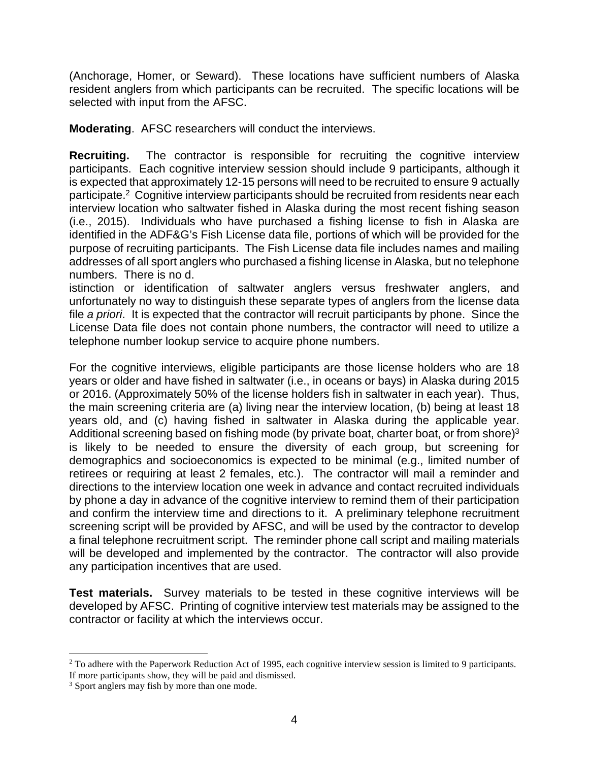(Anchorage, Homer, or Seward). These locations have sufficient numbers of Alaska resident anglers from which participants can be recruited. The specific locations will be selected with input from the AFSC.

**Moderating**. AFSC researchers will conduct the interviews.

**Recruiting.** The contractor is responsible for recruiting the cognitive interview participants. Each cognitive interview session should include 9 participants, although it is expected that approximately 12-15 persons will need to be recruited to ensure 9 actually participate.[2] Cognitive interview participants should be recruited from residents near each interview location who saltwater fished in Alaska during the most recent fishing season (i.e., 2015). Individuals who have purchased a fishing license to fish in Alaska are identified in the ADF&G's Fish License data file, portions of which will be provided for the purpose of recruiting participants. The Fish License data file includes names and mailing addresses of all sport anglers who purchased a fishing license in Alaska, but no telephone numbers. There is no d.

istinction or identification of saltwater anglers versus freshwater anglers, and unfortunately no way to distinguish these separate types of anglers from the license data file *a priori*. It is expected that the contractor will recruit participants by phone. Since the License Data file does not contain phone numbers, the contractor will need to utilize a telephone number lookup service to acquire phone numbers.

For the cognitive interviews, eligible participants are those license holders who are 18 years or older and have fished in saltwater (i.e., in oceans or bays) in Alaska during 2015 or 2016. (Approximately 50% of the license holders fish in saltwater in each year). Thus, the main screening criteria are (a) living near the interview location, (b) being at least 18 years old, and (c) having fished in saltwater in Alaska during the applicable year. Additional screening based on fishing mode (by private boat, charter boat, or from shore)[3] is likely to be needed to ensure the diversity of each group, but screening for demographics and socioeconomics is expected to be minimal (e.g., limited number of retirees or requiring at least 2 females, etc.). The contractor will mail a reminder and directions to the interview location one week in advance and contact recruited individuals by phone a day in advance of the cognitive interview to remind them of their participation and confirm the interview time and directions to it. A preliminary telephone recruitment screening script will be provided by AFSC, and will be used by the contractor to develop a final telephone recruitment script. The reminder phone call script and mailing materials will be developed and implemented by the contractor. The contractor will also provide any participation incentives that are used.

**Test materials.** Survey materials to be tested in these cognitive interviews will be developed by AFSC. Printing of cognitive interview test materials may be assigned to the contractor or facility at which the interviews occur.

---

[2] To adhere with the Paperwork Reduction Act of 1995, each cognitive interview session is limited to 9 participants. If more participants show, they will be paid and dismissed.

[3] Sport anglers may fish by more than one mode.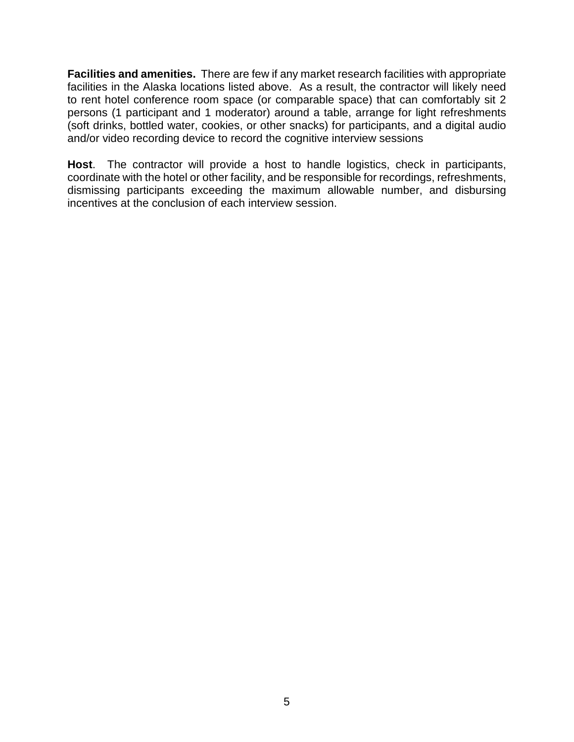**Facilities and amenities.** There are few if any market research facilities with appropriate facilities in the Alaska locations listed above. As a result, the contractor will likely need to rent hotel conference room space (or comparable space) that can comfortably sit 2 persons (1 participant and 1 moderator) around a table, arrange for light refreshments (soft drinks, bottled water, cookies, or other snacks) for participants, and a digital audio and/or video recording device to record the cognitive interview sessions

**Host**. The contractor will provide a host to handle logistics, check in participants, coordinate with the hotel or other facility, and be responsible for recordings, refreshments, dismissing participants exceeding the maximum allowable number, and disbursing incentives at the conclusion of each interview session.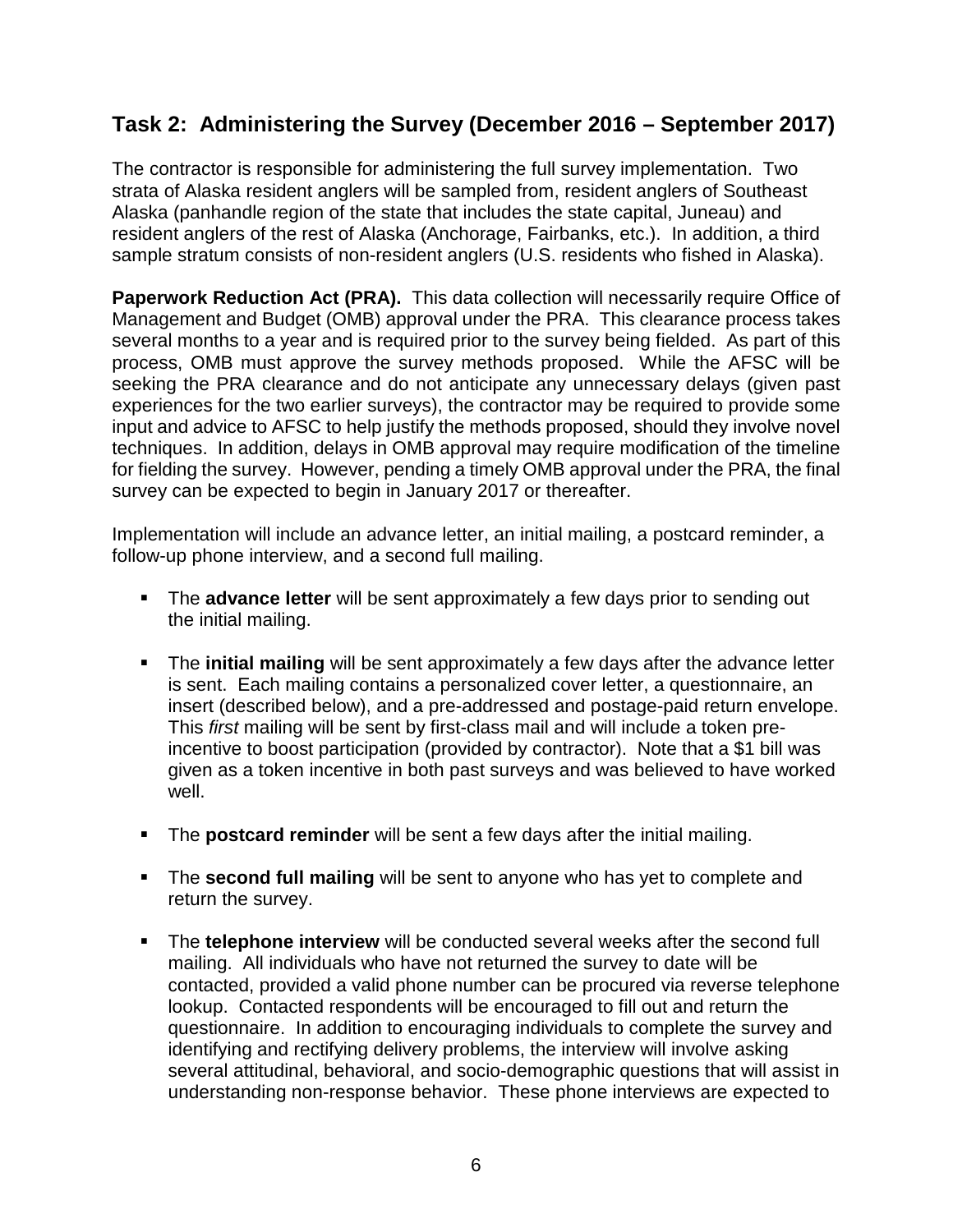## Task 2: Administering the Survey (December 2016 – September 2017)

The contractor is responsible for administering the full survey implementation. Two strata of Alaska resident anglers will be sampled from, resident anglers of Southeast Alaska (panhandle region of the state that includes the state capital, Juneau) and resident anglers of the rest of Alaska (Anchorage, Fairbanks, etc.). In addition, a third sample stratum consists of non-resident anglers (U.S. residents who fished in Alaska).

**Paperwork Reduction Act (PRA).** This data collection will necessarily require Office of Management and Budget (OMB) approval under the PRA. This clearance process takes several months to a year and is required prior to the survey being fielded. As part of this process, OMB must approve the survey methods proposed. While the AFSC will be seeking the PRA clearance and do not anticipate any unnecessary delays (given past experiences for the two earlier surveys), the contractor may be required to provide some input and advice to AFSC to help justify the methods proposed, should they involve novel techniques. In addition, delays in OMB approval may require modification of the timeline for fielding the survey. However, pending a timely OMB approval under the PRA, the final survey can be expected to begin in January 2017 or thereafter.

Implementation will include an advance letter, an initial mailing, a postcard reminder, a follow-up phone interview, and a second full mailing.

- The **advance letter** will be sent approximately a few days prior to sending out the initial mailing.
- The **initial mailing** will be sent approximately a few days after the advance letter is sent. Each mailing contains a personalized cover letter, a questionnaire, an insert (described below), and a pre-addressed and postage-paid return envelope. This *first* mailing will be sent by first-class mail and will include a token pre-incentive to boost participation (provided by contractor). Note that a $1 bill was given as a token incentive in both past surveys and was believed to have worked well.
- The **postcard reminder** will be sent a few days after the initial mailing.
- The **second full mailing** will be sent to anyone who has yet to complete and return the survey.
- The **telephone interview** will be conducted several weeks after the second full mailing. All individuals who have not returned the survey to date will be contacted, provided a valid phone number can be procured via reverse telephone lookup. Contacted respondents will be encouraged to fill out and return the questionnaire. In addition to encouraging individuals to complete the survey and identifying and rectifying delivery problems, the interview will involve asking several attitudinal, behavioral, and socio-demographic questions that will assist in understanding non-response behavior. These phone interviews are expected to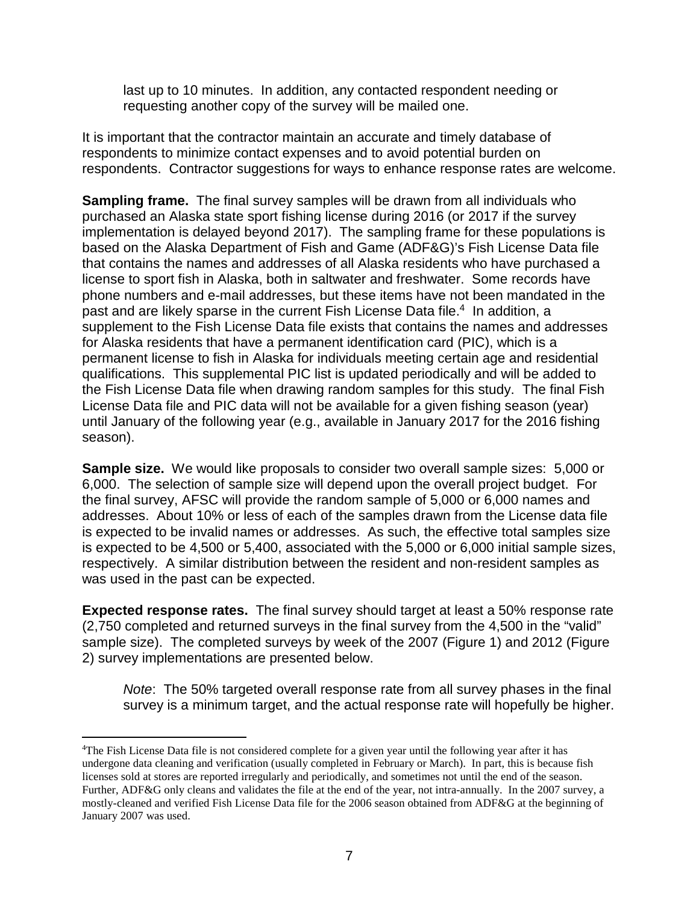last up to 10 minutes. In addition, any contacted respondent needing or requesting another copy of the survey will be mailed one.

It is important that the contractor maintain an accurate and timely database of respondents to minimize contact expenses and to avoid potential burden on respondents. Contractor suggestions for ways to enhance response rates are welcome.

**Sampling frame.** The final survey samples will be drawn from all individuals who purchased an Alaska state sport fishing license during 2016 (or 2017 if the survey implementation is delayed beyond 2017). The sampling frame for these populations is based on the Alaska Department of Fish and Game (ADF&G)'s Fish License Data file that contains the names and addresses of all Alaska residents who have purchased a license to sport fish in Alaska, both in saltwater and freshwater. Some records have phone numbers and e-mail addresses, but these items have not been mandated in the past and are likely sparse in the current Fish License Data file.[4] In addition, a supplement to the Fish License Data file exists that contains the names and addresses for Alaska residents that have a permanent identification card (PIC), which is a permanent license to fish in Alaska for individuals meeting certain age and residential qualifications. This supplemental PIC list is updated periodically and will be added to the Fish License Data file when drawing random samples for this study. The final Fish License Data file and PIC data will not be available for a given fishing season (year) until January of the following year (e.g., available in January 2017 for the 2016 fishing season).

**Sample size.** We would like proposals to consider two overall sample sizes: 5,000 or 6,000. The selection of sample size will depend upon the overall project budget. For the final survey, AFSC will provide the random sample of 5,000 or 6,000 names and addresses. About 10% or less of each of the samples drawn from the License data file is expected to be invalid names or addresses. As such, the effective total samples size is expected to be 4,500 or 5,400, associated with the 5,000 or 6,000 initial sample sizes, respectively. A similar distribution between the resident and non-resident samples as was used in the past can be expected.

**Expected response rates.** The final survey should target at least a 50% response rate (2,750 completed and returned surveys in the final survey from the 4,500 in the "valid" sample size). The completed surveys by week of the 2007 (Figure 1) and 2012 (Figure 2) survey implementations are presented below.

> *Note*: The 50% targeted overall response rate from all survey phases in the final survey is a minimum target, and the actual response rate will hopefully be higher.

---

[4]The Fish License Data file is not considered complete for a given year until the following year after it has undergone data cleaning and verification (usually completed in February or March). In part, this is because fish licenses sold at stores are reported irregularly and periodically, and sometimes not until the end of the season. Further, ADF&G only cleans and validates the file at the end of the year, not intra-annually. In the 2007 survey, a mostly-cleaned and verified Fish License Data file for the 2006 season obtained from ADF&G at the beginning of January 2007 was used.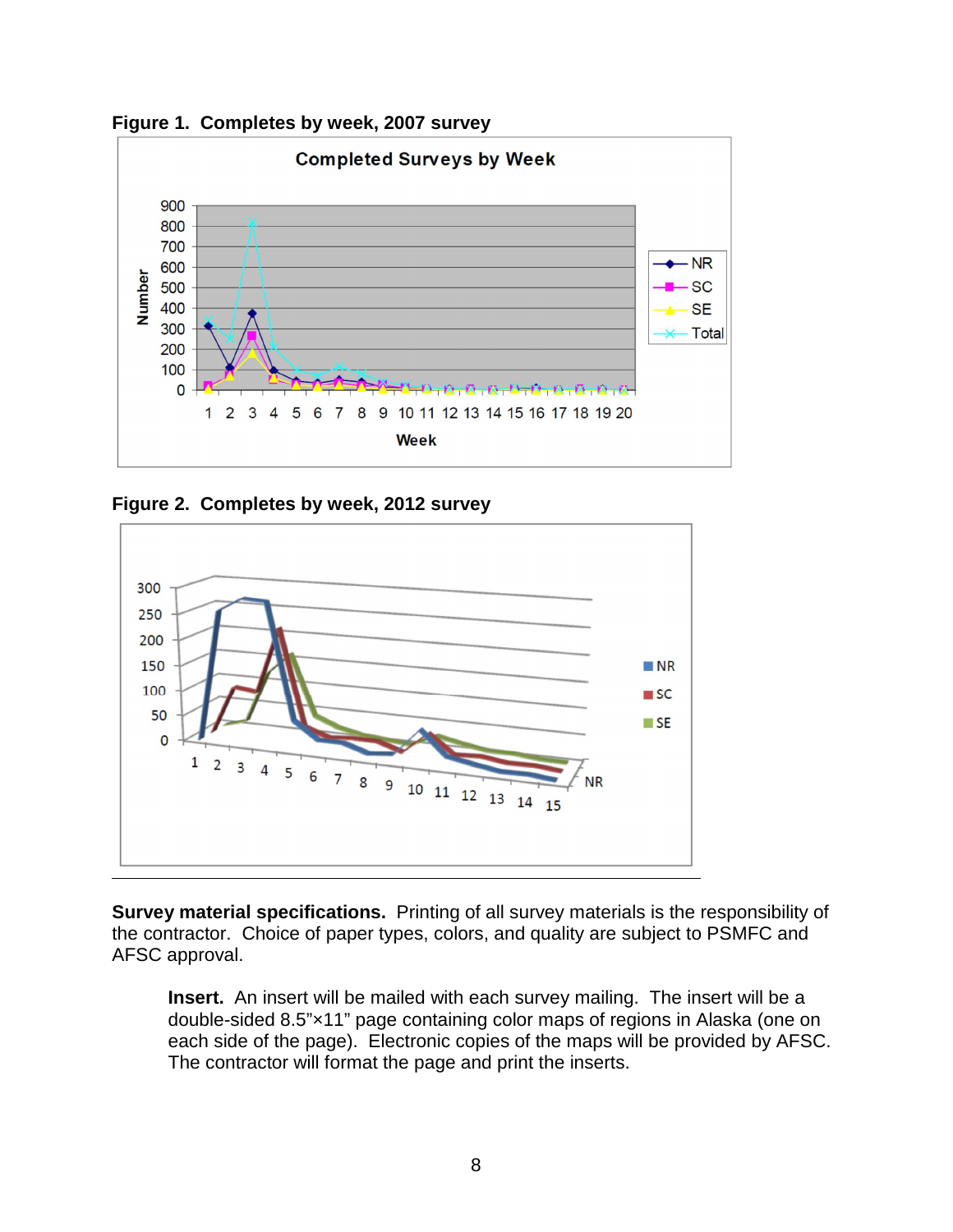**Figure 1. Completes by week, 2007 survey**

**Figure 2. Completes by week, 2012 survey**

---

**Survey material specifications.** Printing of all survey materials is the responsibility of the contractor. Choice of paper types, colors, and quality are subject to PSMFC and AFSC approval.

> **Insert.** An insert will be mailed with each survey mailing. The insert will be a double-sided 8.5"×11" page containing color maps of regions in Alaska (one on each side of the page). Electronic copies of the maps will be provided by AFSC. The contractor will format the page and print the inserts.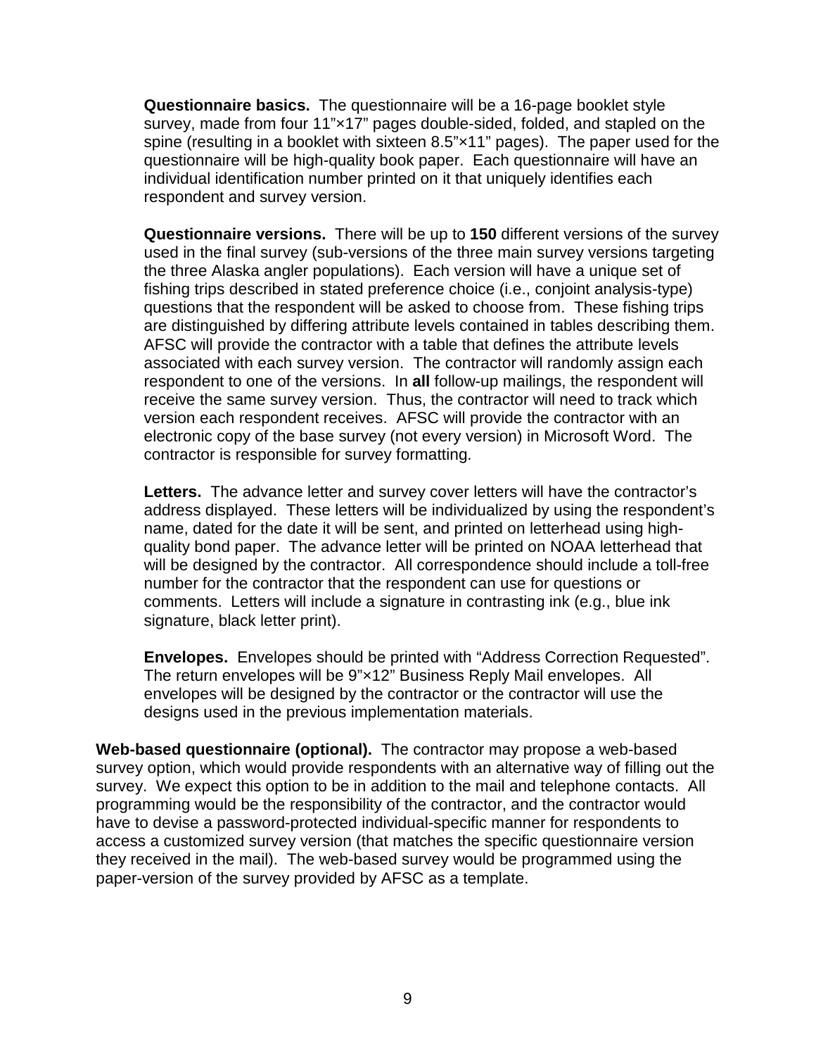**Questionnaire basics.** The questionnaire will be a 16-page booklet style survey, made from four 11”×17” pages double-sided, folded, and stapled on the spine (resulting in a booklet with sixteen 8.5”×11” pages). The paper used for the questionnaire will be high-quality book paper. Each questionnaire will have an individual identification number printed on it that uniquely identifies each respondent and survey version.

**Questionnaire versions.** There will be up to **150** different versions of the survey used in the final survey (sub-versions of the three main survey versions targeting the three Alaska angler populations). Each version will have a unique set of fishing trips described in stated preference choice (i.e., conjoint analysis-type) questions that the respondent will be asked to choose from. These fishing trips are distinguished by differing attribute levels contained in tables describing them. AFSC will provide the contractor with a table that defines the attribute levels associated with each survey version. The contractor will randomly assign each respondent to one of the versions. In **all** follow-up mailings, the respondent will receive the same survey version. Thus, the contractor will need to track which version each respondent receives. AFSC will provide the contractor with an electronic copy of the base survey (not every version) in Microsoft Word. The contractor is responsible for survey formatting.

**Letters.** The advance letter and survey cover letters will have the contractor’s address displayed. These letters will be individualized by using the respondent’s name, dated for the date it will be sent, and printed on letterhead using high-quality bond paper. The advance letter will be printed on NOAA letterhead that will be designed by the contractor. All correspondence should include a toll-free number for the contractor that the respondent can use for questions or comments. Letters will include a signature in contrasting ink (e.g., blue ink signature, black letter print).

**Envelopes.** Envelopes should be printed with “Address Correction Requested”. The return envelopes will be 9”×12” Business Reply Mail envelopes. All envelopes will be designed by the contractor or the contractor will use the designs used in the previous implementation materials.

**Web-based questionnaire (optional).** The contractor may propose a web-based survey option, which would provide respondents with an alternative way of filling out the survey. We expect this option to be in addition to the mail and telephone contacts. All programming would be the responsibility of the contractor, and the contractor would have to devise a password-protected individual-specific manner for respondents to access a customized survey version (that matches the specific questionnaire version they received in the mail). The web-based survey would be programmed using the paper-version of the survey provided by AFSC as a template.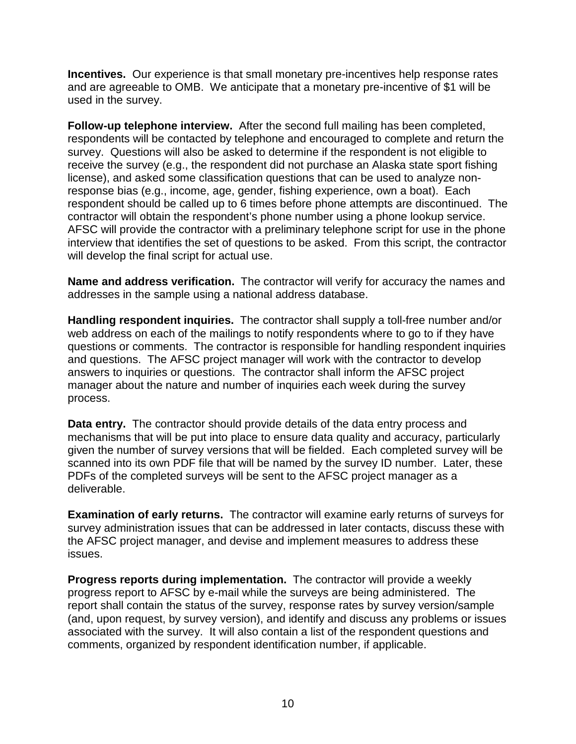**Incentives.** Our experience is that small monetary pre-incentives help response rates and are agreeable to OMB. We anticipate that a monetary pre-incentive of $1 will be used in the survey.

**Follow-up telephone interview.** After the second full mailing has been completed, respondents will be contacted by telephone and encouraged to complete and return the survey. Questions will also be asked to determine if the respondent is not eligible to receive the survey (e.g., the respondent did not purchase an Alaska state sport fishing license), and asked some classification questions that can be used to analyze non-response bias (e.g., income, age, gender, fishing experience, own a boat). Each respondent should be called up to 6 times before phone attempts are discontinued. The contractor will obtain the respondent's phone number using a phone lookup service. AFSC will provide the contractor with a preliminary telephone script for use in the phone interview that identifies the set of questions to be asked. From this script, the contractor will develop the final script for actual use.

**Name and address verification.** The contractor will verify for accuracy the names and addresses in the sample using a national address database.

**Handling respondent inquiries.** The contractor shall supply a toll-free number and/or web address on each of the mailings to notify respondents where to go to if they have questions or comments. The contractor is responsible for handling respondent inquiries and questions. The AFSC project manager will work with the contractor to develop answers to inquiries or questions. The contractor shall inform the AFSC project manager about the nature and number of inquiries each week during the survey process.

**Data entry.** The contractor should provide details of the data entry process and mechanisms that will be put into place to ensure data quality and accuracy, particularly given the number of survey versions that will be fielded. Each completed survey will be scanned into its own PDF file that will be named by the survey ID number. Later, these PDFs of the completed surveys will be sent to the AFSC project manager as a deliverable.

**Examination of early returns.** The contractor will examine early returns of surveys for survey administration issues that can be addressed in later contacts, discuss these with the AFSC project manager, and devise and implement measures to address these issues.

**Progress reports during implementation.** The contractor will provide a weekly progress report to AFSC by e-mail while the surveys are being administered. The report shall contain the status of the survey, response rates by survey version/sample (and, upon request, by survey version), and identify and discuss any problems or issues associated with the survey. It will also contain a list of the respondent questions and comments, organized by respondent identification number, if applicable.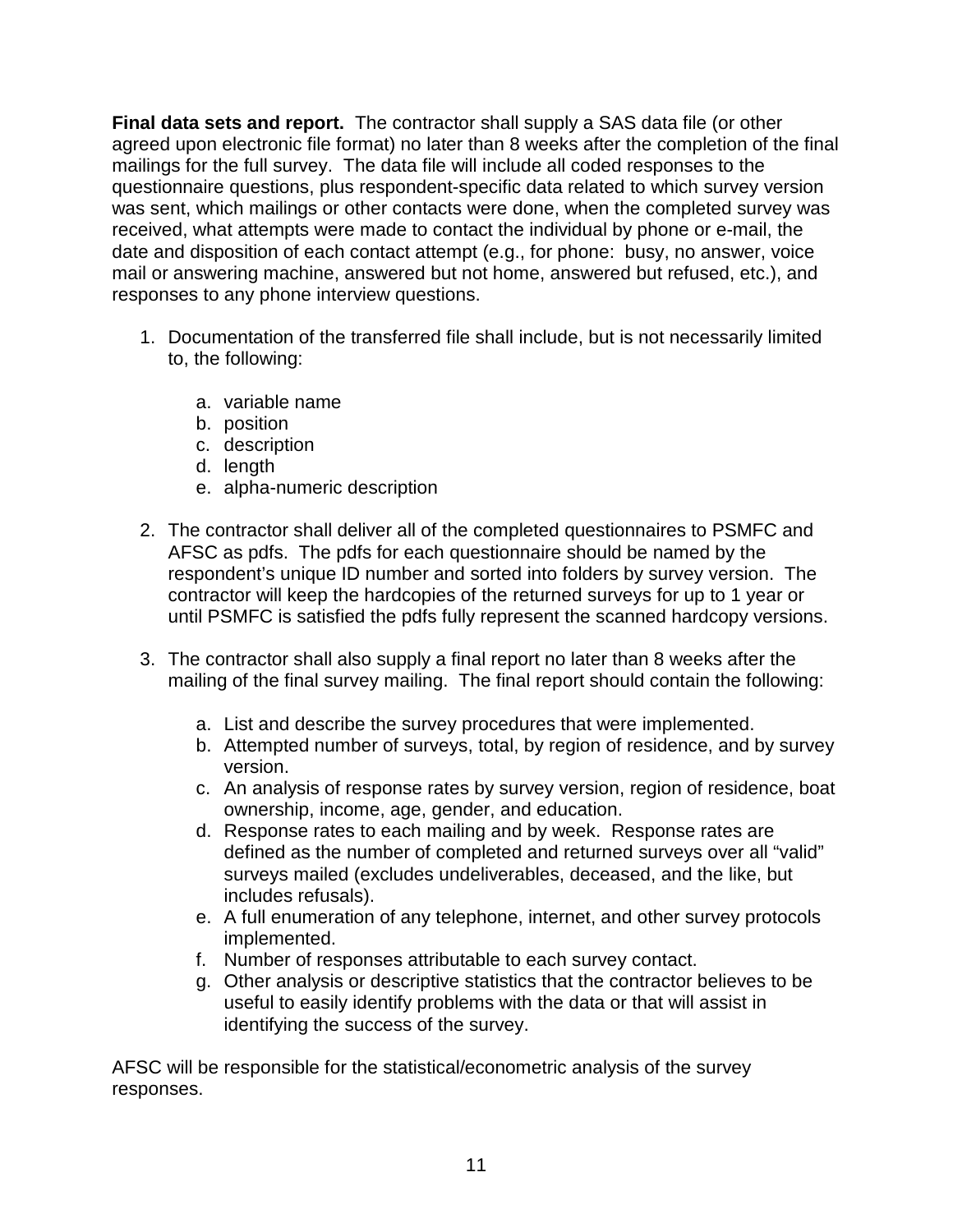**Final data sets and report.** The contractor shall supply a SAS data file (or other agreed upon electronic file format) no later than 8 weeks after the completion of the final mailings for the full survey. The data file will include all coded responses to the questionnaire questions, plus respondent-specific data related to which survey version was sent, which mailings or other contacts were done, when the completed survey was received, what attempts were made to contact the individual by phone or e-mail, the date and disposition of each contact attempt (e.g., for phone: busy, no answer, voice mail or answering machine, answered but not home, answered but refused, etc.), and responses to any phone interview questions.

1. Documentation of the transferred file shall include, but is not necessarily limited to, the following:

    a. variable name
    b. position
    c. description
    d. length
    e. alpha-numeric description

2. The contractor shall deliver all of the completed questionnaires to PSMFC and AFSC as pdfs. The pdfs for each questionnaire should be named by the respondent's unique ID number and sorted into folders by survey version. The contractor will keep the hardcopies of the returned surveys for up to 1 year or until PSMFC is satisfied the pdfs fully represent the scanned hardcopy versions.

3. The contractor shall also supply a final report no later than 8 weeks after the mailing of the final survey mailing. The final report should contain the following:

    a. List and describe the survey procedures that were implemented.
    b. Attempted number of surveys, total, by region of residence, and by survey version.
    c. An analysis of response rates by survey version, region of residence, boat ownership, income, age, gender, and education.
    d. Response rates to each mailing and by week. Response rates are defined as the number of completed and returned surveys over all "valid" surveys mailed (excludes undeliverables, deceased, and the like, but includes refusals).
    e. A full enumeration of any telephone, internet, and other survey protocols implemented.
    f. Number of responses attributable to each survey contact.
    g. Other analysis or descriptive statistics that the contractor believes to be useful to easily identify problems with the data or that will assist in identifying the success of the survey.

AFSC will be responsible for the statistical/econometric analysis of the survey responses.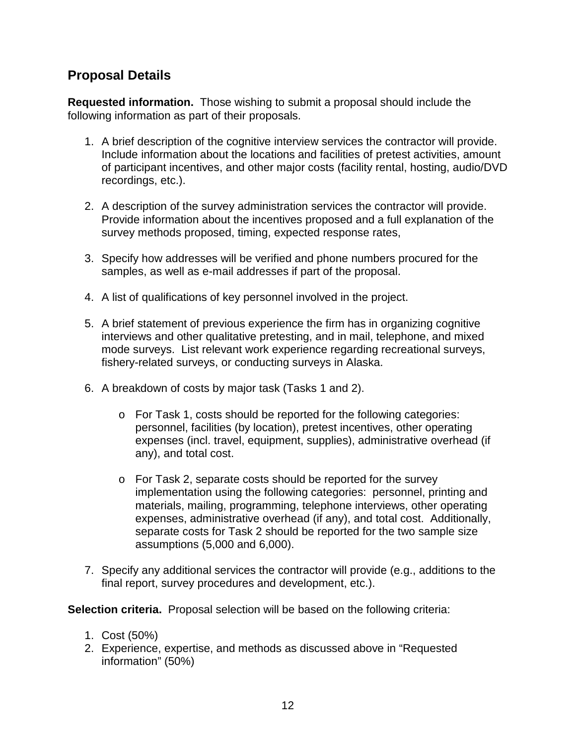## Proposal Details

**Requested information.** Those wishing to submit a proposal should include the following information as part of their proposals.

1. A brief description of the cognitive interview services the contractor will provide. Include information about the locations and facilities of pretest activities, amount of participant incentives, and other major costs (facility rental, hosting, audio/DVD recordings, etc.).

2. A description of the survey administration services the contractor will provide. Provide information about the incentives proposed and a full explanation of the survey methods proposed, timing, expected response rates,

3. Specify how addresses will be verified and phone numbers procured for the samples, as well as e-mail addresses if part of the proposal.

4. A list of qualifications of key personnel involved in the project.

5. A brief statement of previous experience the firm has in organizing cognitive interviews and other qualitative pretesting, and in mail, telephone, and mixed mode surveys. List relevant work experience regarding recreational surveys, fishery-related surveys, or conducting surveys in Alaska.

6. A breakdown of costs by major task (Tasks 1 and 2).

   - For Task 1, costs should be reported for the following categories: personnel, facilities (by location), pretest incentives, other operating expenses (incl. travel, equipment, supplies), administrative overhead (if any), and total cost.

   - For Task 2, separate costs should be reported for the survey implementation using the following categories: personnel, printing and materials, mailing, programming, telephone interviews, other operating expenses, administrative overhead (if any), and total cost. Additionally, separate costs for Task 2 should be reported for the two sample size assumptions (5,000 and 6,000).

7. Specify any additional services the contractor will provide (e.g., additions to the final report, survey procedures and development, etc.).

**Selection criteria.** Proposal selection will be based on the following criteria:

1. Cost (50%)
2. Experience, expertise, and methods as discussed above in "Requested information" (50%)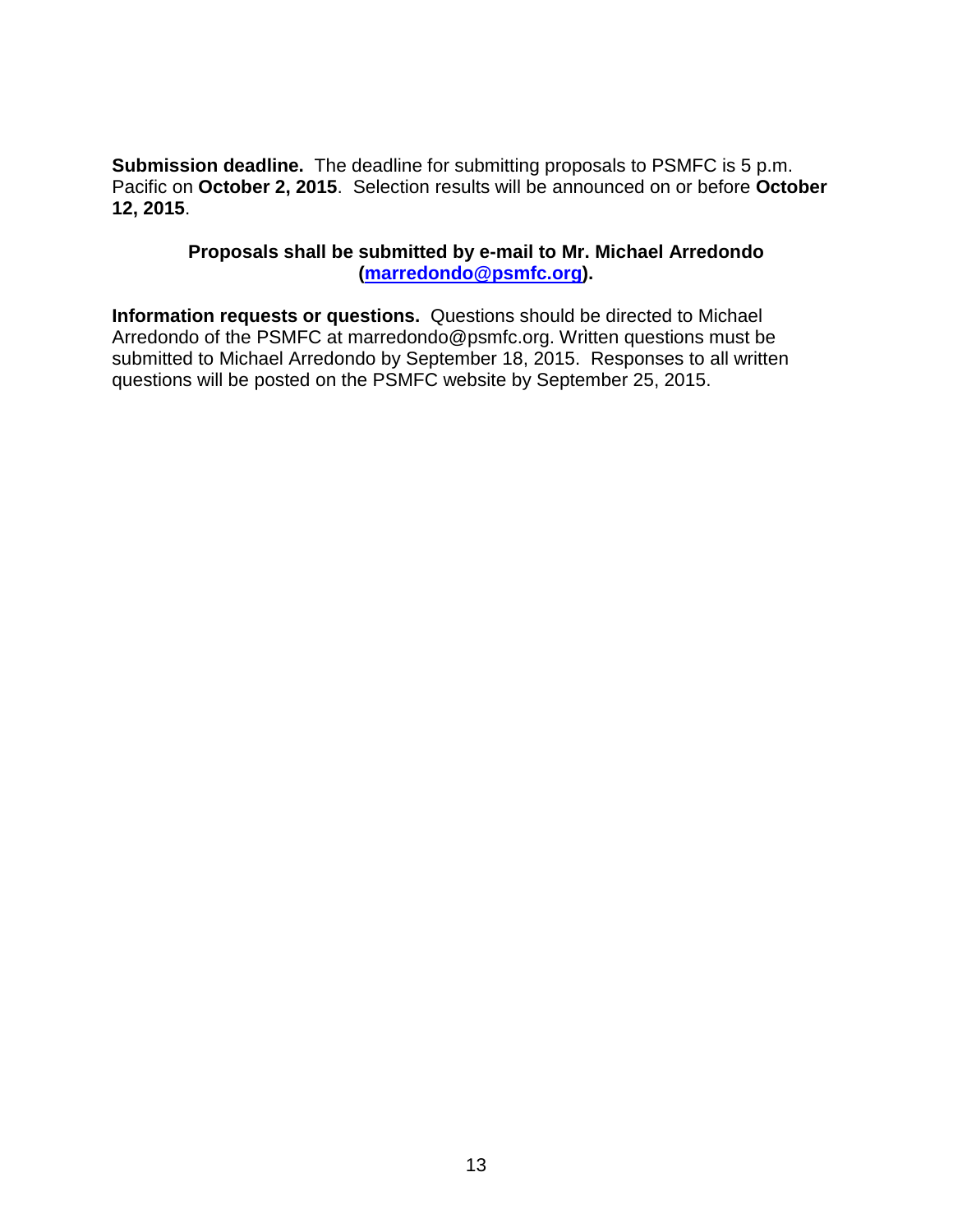**Submission deadline.** The deadline for submitting proposals to PSMFC is 5 p.m. Pacific on **October 2, 2015**. Selection results will be announced on or before **October 12, 2015**.

**Proposals shall be submitted by e-mail to Mr. Michael Arredondo ([marredondo@psmfc.org](mailto:marredondo@psmfc.org)).**

**Information requests or questions.** Questions should be directed to Michael Arredondo of the PSMFC at marredondo@psmfc.org. Written questions must be submitted to Michael Arredondo by September 18, 2015. Responses to all written questions will be posted on the PSMFC website by September 25, 2015.